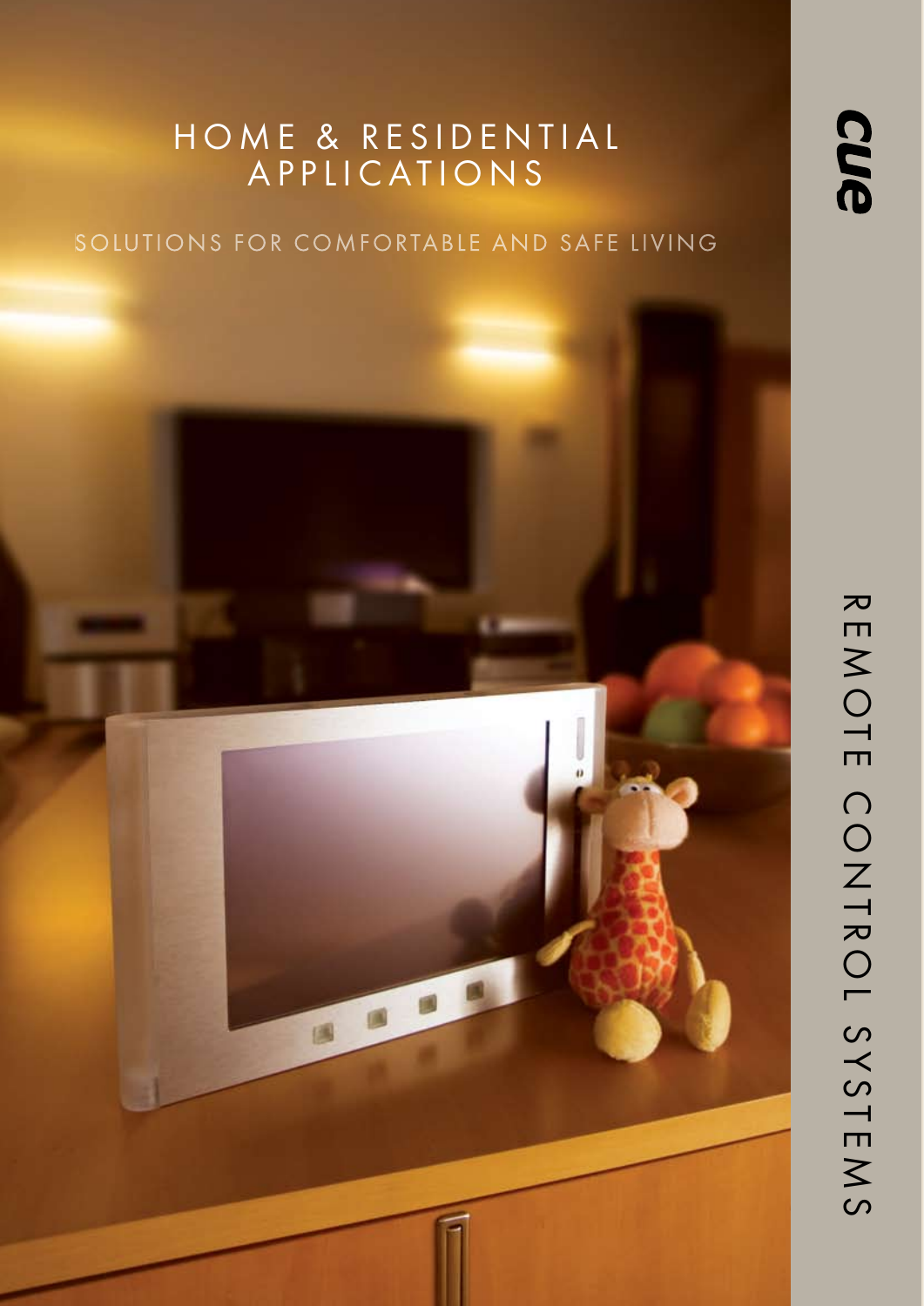# HOME & RESIDENTIAL APPLICATIONS

SOLUTIONS FOR COMFORTABLE AND SAFE LIVING

cue

REMOTE CONTROL SYSTEMS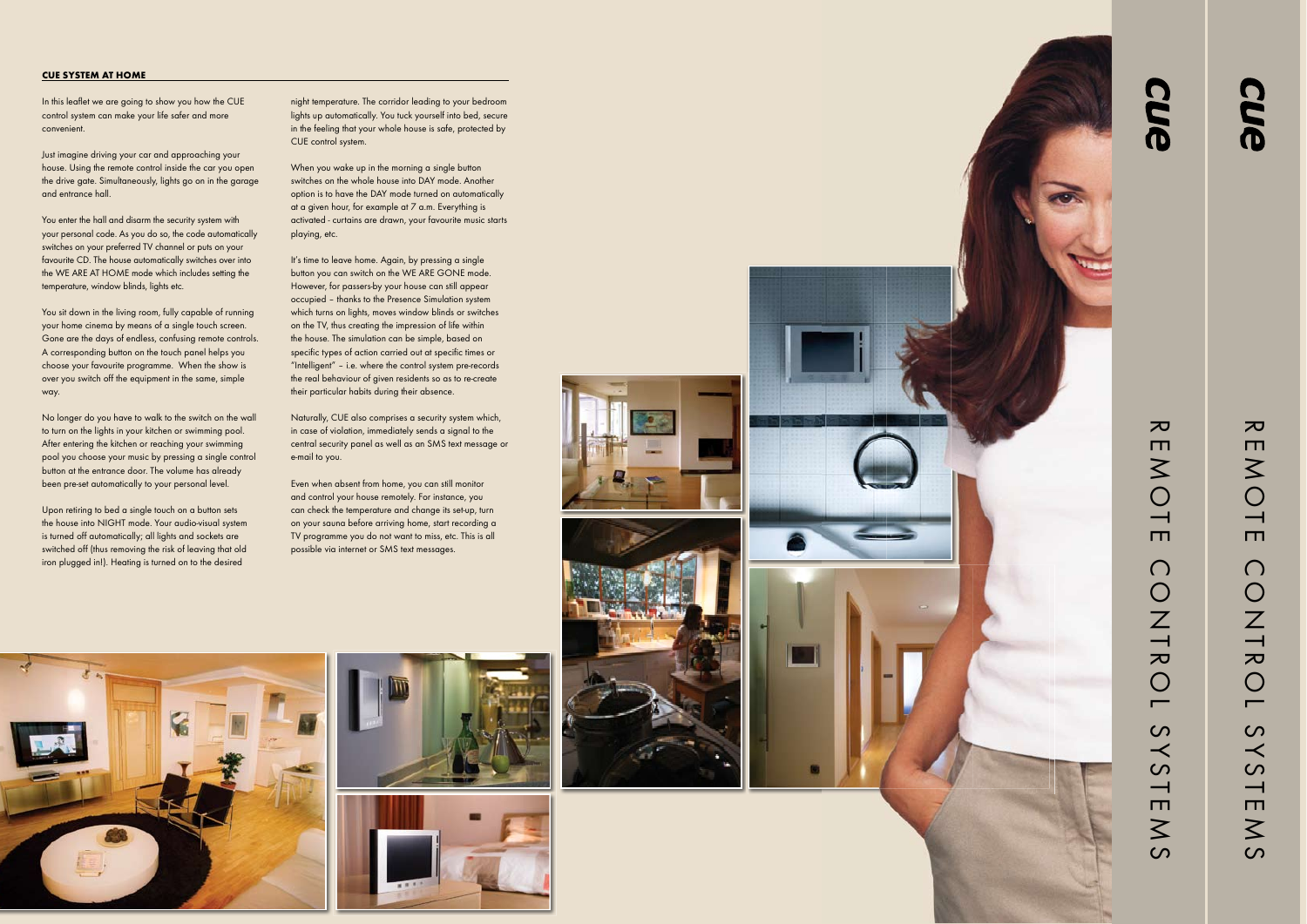## CUE SYSTEM AT HOME

In this leaflet we are going to show you how the CUE control system can make your life safer and more convenient.

Just imagine driving your car and approaching your house. Using the remote control inside the car you open the drive gate. Simultaneously, lights go on in the garage and entrance hall.

You enter the hall and disarm the security system with your personal code. As you do so, the code automatically switches on your preferred TV channel or puts on your favourite CD. The house automatically switches over into the WE ARE AT HOME mode which includes setting the temperature, window blinds, lights etc.

You sit down in the living room, fully capable of running your home cinema by means of a single touch screen. Gone are the days of endless, confusing remote controls. A corresponding button on the touch panel helps you choose your favourite programme. When the show is over you switch off the equipment in the same, simple way.

No longer do you have to walk to the switch on the wall to turn on the lights in your kitchen or swimming pool. After entering the kitchen or reaching your swimming pool you choose your music by pressing a single control button at the entrance door. The volume has already been pre-set automatically to your personal level.

Upon retiring to bed a single touch on a button sets the house into NIGHT mode. Your audio-visual system is turned off automatically; all lights and sockets are switched off (thus removing the risk of leaving that old iron plugged in!). Heating is turned on to the desired night temperature. The corridor leading to your bedroom lights up automatically. You tuck yourself into bed, secure in the feeling that your whole house is safe, protected by CUE control system.

When you wake up in the morning a single button switches on the whole house into DAY mode. Another option is to have the DAY mode turned on automatically at a given hour, for example at 7 a.m. Everything is activated - curtains are drawn, your favourite music starts playing, etc.

It's time to leave home. Again, by pressing a single button you can switch on the WE ARE GONE mode. However, for passers-by your house can still appear occupied – thanks to the Presence Simulation system which turns on lights, moves window blinds or switches on the TV, thus creating the impression of life within the house. The simulation can be simple, based on specific types of action carried out at specific times or "Intelligent" – i.e. where the control system pre-records the real behaviour of given residents so as to re-create their particular habits during their absence.

Naturally, CUE also comprises a security system which, in case of violation, immediately sends a signal to the central security panel as well as an SMS text message or e-mail to you.

Even when absent from home, you can still monitor and control your house remotely. For instance, you can check the temperature and change its set-up, turn on your sauna before arriving home, start recording a TV programme you do not want to miss, etc. This is all possible via internet or SMS text messages.

**cue**

REMOTE CONTROL SYSTEMS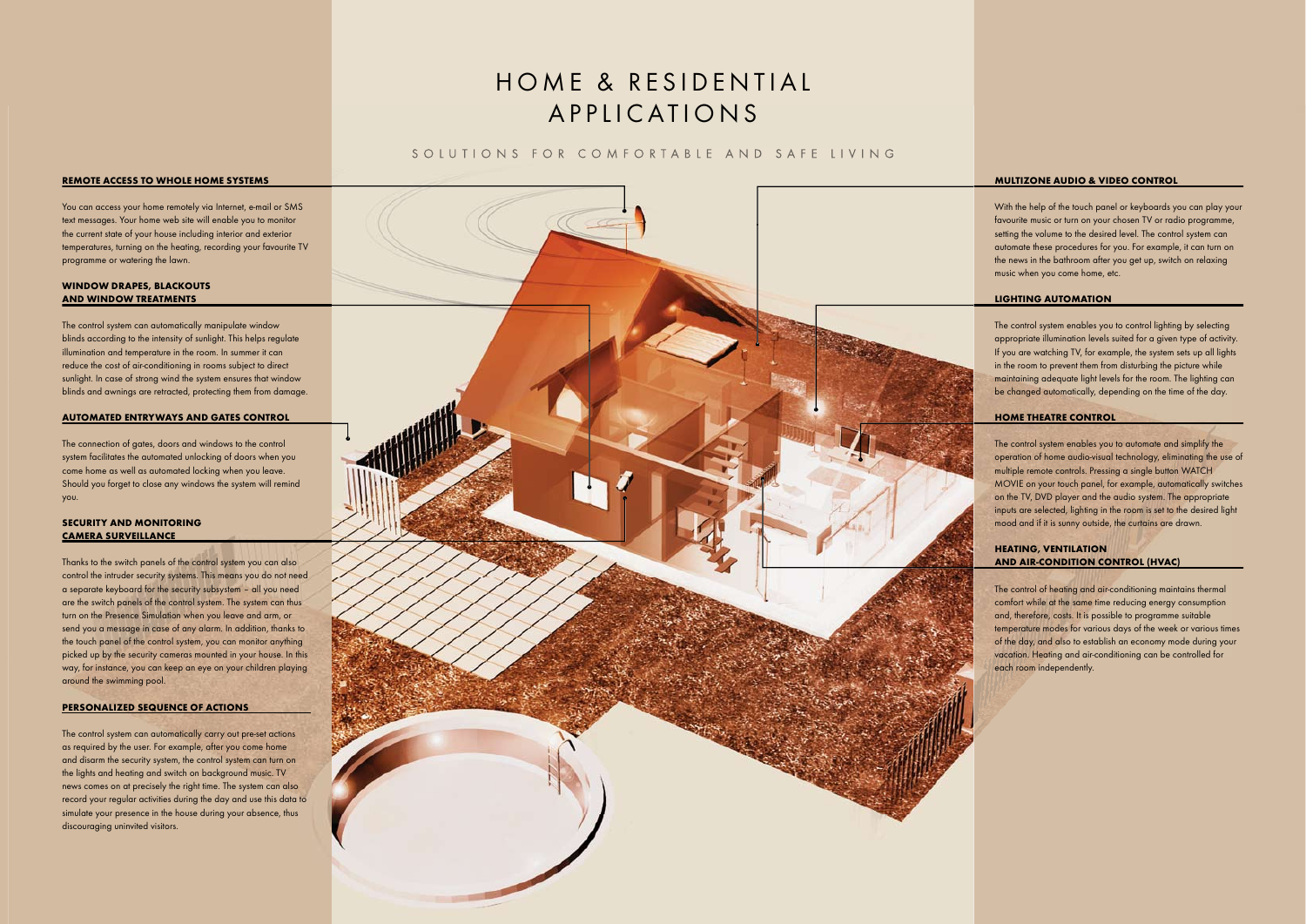# HOME & RESIDENTIAL APPLICATIONS

SOLUTIONS FOR COMFORTABLE AND SAFE LIVING

### REMOTE ACCESS TO WHOLE HOME SYSTEMS

You can access your home remotely via Internet, e-mail or SMS text messages. Your home web site will enable you to monitor the current state of your house including interior and exterior temperatures, turning on the heating, recording your favourite TV programme or watering the lawn.

### WINDOW DRAPES, BLACKOUTS AND WINDOW TREATMENTS

The control system can automatically manipulate window blinds according to the intensity of sunlight. This helps regulate illumination and temperature in the room. In summer it can reduce the cost of air-conditioning in rooms subject to direct sunlight. In case of strong wind the system ensures that window blinds and awnings are retracted, protecting them from damage.

### AUTOMATED ENTRYWAYS AND GATES CONTROL

The connection of gates, doors and windows to the control system facilitates the automated unlocking of doors when you come home as well as automated locking when you leave. Should you forget to close any windows the system will remind you.

### SECURITY AND MONITORING CAMERA SURVEILLANCE

Thanks to the switch panels of the control system you can also control the intruder security systems. This means you do not need a separate keyboard for the security subsystem – all you need are the switch panels of the control system. The system can thus turn on the Presence Simulation when you leave and arm, or send you a message in case of any alarm. In addition, thanks to the touch panel of the control system, you can monitor anything picked up by the security cameras mounted in your house. In this way, for instance, you can keep an eye on your children playing around the swimming pool.

### PERSONALIZED SEQUENCE OF ACTIONS

The control system can automatically carry out pre-set actions as required by the user. For example, after you come home and disarm the security system, the control system can turn on the lights and heating and switch on background music. TV news comes on at precisely the right time. The system can also record your regular activities during the day and use this data to simulate your presence in the house during your absence, thus discouraging uninvited visitors.

### MULTIZONE AUDIO & VIDEO CONTROL

With the help of the touch panel or keyboards you can play your favourite music or turn on your chosen TV or radio programme, setting the volume to the desired level. The control system can automate these procedures for you. For example, it can turn on the news in the bathroom after you get up, switch on relaxing music when you come home, etc.

### LIGHTING AUTOMATION

The control system enables you to control lighting by selecting appropriate illumination levels suited for a given type of activity. If you are watching TV, for example, the system sets up all lights in the room to prevent them from disturbing the picture while maintaining adequate light levels for the room. The lighting can be changed automatically, depending on the time of the day.

### HOME THEATRE CONTROL

The control system enables you to automate and simplify the operation of home audio-visual technology, eliminating the use of multiple remote controls. Pressing a single button WATCH MOVIE on your touch panel, for example, automatically switches on the TV, DVD player and the audio system. The appropriate inputs are selected, lighting in the room is set to the desired light mood and if it is sunny outside, the curtains are drawn.

### HEATING, VENTILATION AND AIR-CONDITION CONTROL (HVAC)

The control of heating and air-conditioning maintains thermal comfort while at the same time reducing energy consumption and, therefore, costs. It is possible to programme suitable temperature modes for various days of the week or various times of the day, and also to establish an economy mode during your vacation. Heating and air-conditioning can be controlled for each room independently.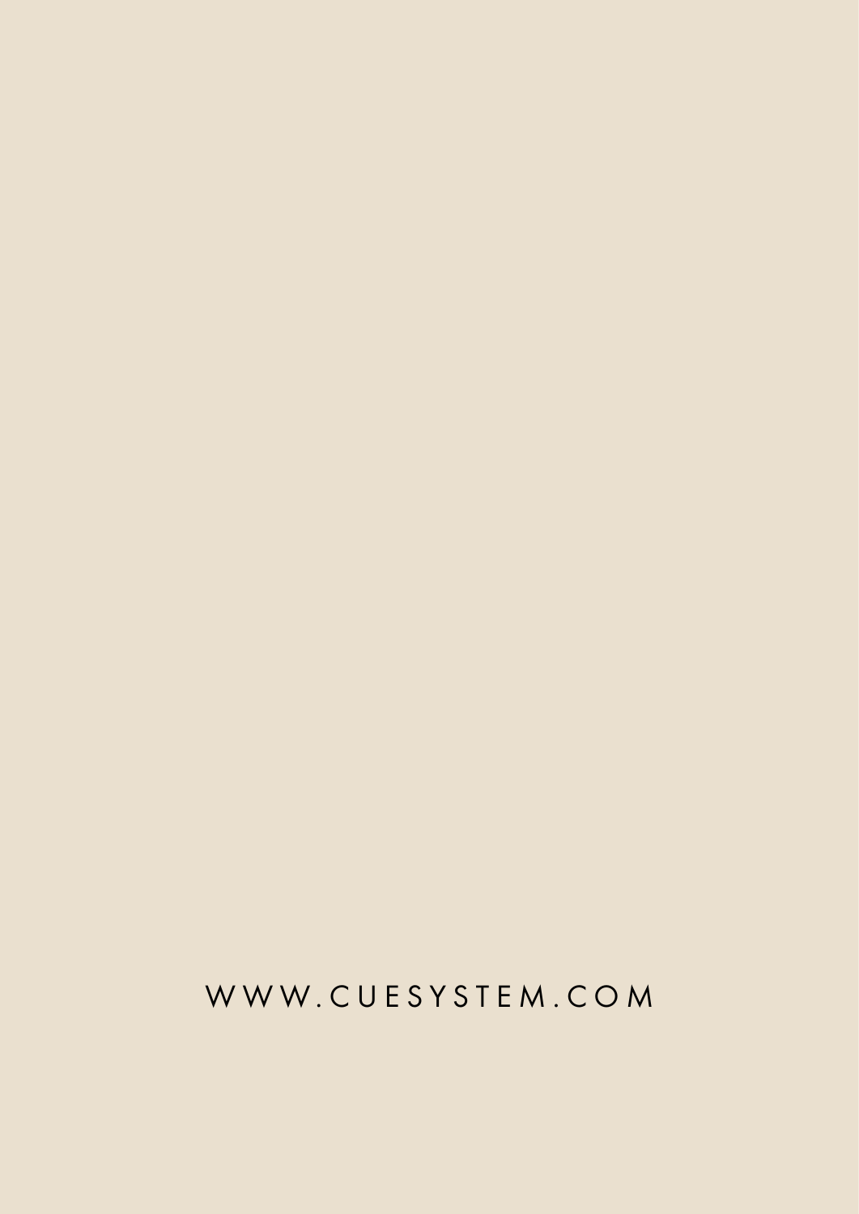WWW.CUESYSTEM.COM